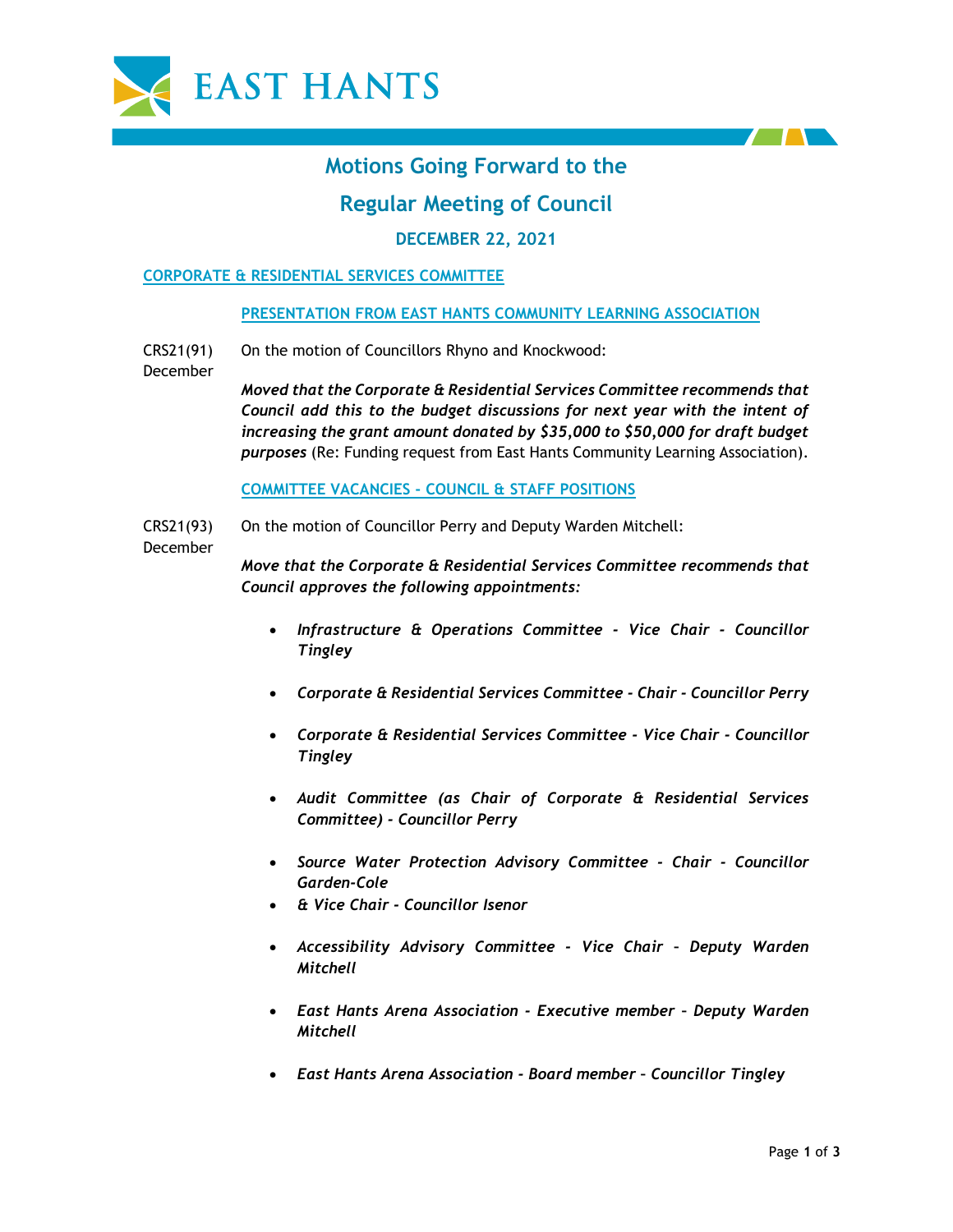EAST HANTS

# Motions Going Forward to the

# Regular Meeting of Council

### DECEMBER 22, 2021

## CORPORATE & RESIDENTIAL SERVICES COMMITTEE

### PRESENTATION FROM EAST HANTS COMMUNITY LEARNING ASSOCIATION

CRS21(91) December

On the motion of Councillors Rhyno and Knockwood:

***Moved that the Corporate & Residential Services Committee recommends that Council add this to the budget discussions for next year with the intent of increasing the grant amount donated by $35,000 to $50,000 for draft budget purposes*** (Re: Funding request from East Hants Community Learning Association).

### COMMITTEE VACANCIES - COUNCIL & STAFF POSITIONS

CRS21(93) December

On the motion of Councillor Perry and Deputy Warden Mitchell:

***Move that the Corporate & Residential Services Committee recommends that Council approves the following appointments:***

- ***Infrastructure & Operations Committee - Vice Chair - Councillor Tingley***
- ***Corporate & Residential Services Committee - Chair - Councillor Perry***
- ***Corporate & Residential Services Committee - Vice Chair - Councillor Tingley***
- ***Audit Committee (as Chair of Corporate & Residential Services Committee) - Councillor Perry***
- ***Source Water Protection Advisory Committee - Chair - Councillor Garden-Cole***
- ***& Vice Chair - Councillor Isenor***
- ***Accessibility Advisory Committee - Vice Chair – Deputy Warden Mitchell***
- ***East Hants Arena Association - Executive member – Deputy Warden Mitchell***
- ***East Hants Arena Association - Board member – Councillor Tingley***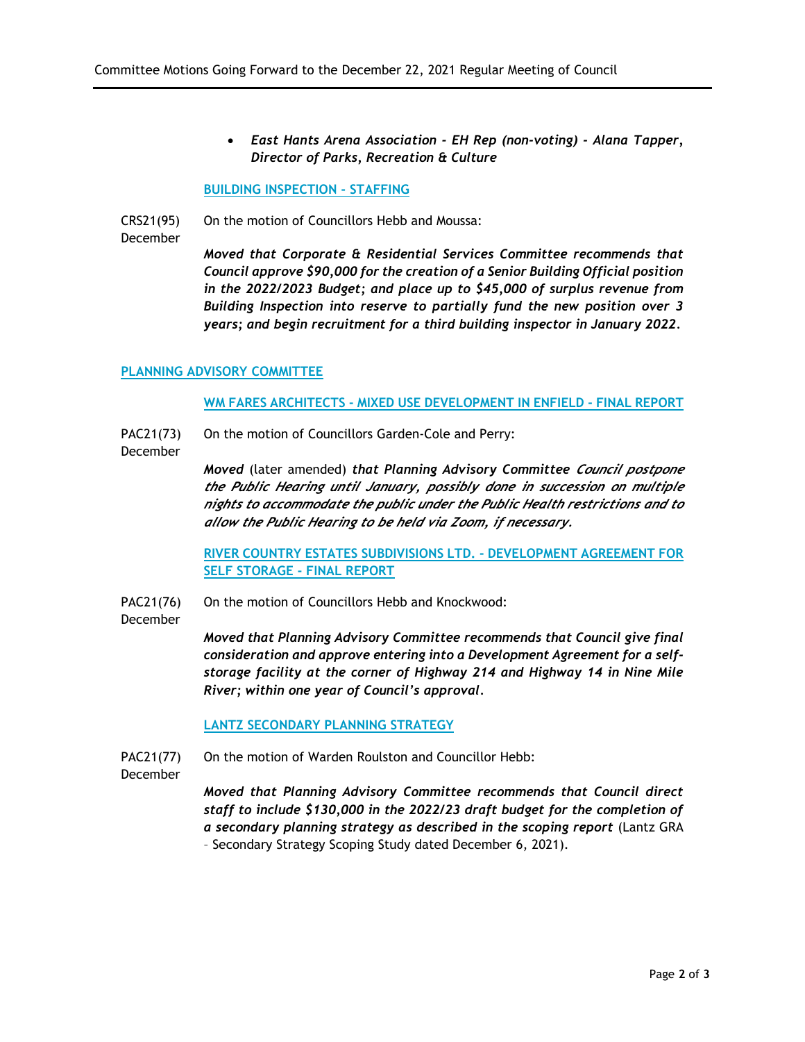- ***East Hants Arena Association - EH Rep (non-voting) - Alana Tapper, Director of Parks, Recreation & Culture***

### BUILDING INSPECTION - STAFFING

CRS21(95) December

On the motion of Councillors Hebb and Moussa:

***Moved that Corporate & Residential Services Committee recommends that Council approve $90,000 for the creation of a Senior Building Official position in the 2022/2023 Budget; and place up to $45,000 of surplus revenue from Building Inspection into reserve to partially fund the new position over 3 years; and begin recruitment for a third building inspector in January 2022.***

## PLANNING ADVISORY COMMITTEE

### WM FARES ARCHITECTS - MIXED USE DEVELOPMENT IN ENFIELD - FINAL REPORT

PAC21(73) December

On the motion of Councillors Garden-Cole and Perry:

***Moved*** (later amended) ***that Planning Advisory Committee Council postpone the Public Hearing until January, possibly done in succession on multiple nights to accommodate the public under the Public Health restrictions and to allow the Public Hearing to be held via Zoom, if necessary.***

### RIVER COUNTRY ESTATES SUBDIVISIONS LTD. - DEVELOPMENT AGREEMENT FOR SELF STORAGE - FINAL REPORT

PAC21(76) December

On the motion of Councillors Hebb and Knockwood:

***Moved that Planning Advisory Committee recommends that Council give final consideration and approve entering into a Development Agreement for a self-storage facility at the corner of Highway 214 and Highway 14 in Nine Mile River; within one year of Council's approval.***

### LANTZ SECONDARY PLANNING STRATEGY

PAC21(77) December

On the motion of Warden Roulston and Councillor Hebb:

***Moved that Planning Advisory Committee recommends that Council direct staff to include $130,000 in the 2022/23 draft budget for the completion of a secondary planning strategy as described in the scoping report*** (Lantz GRA – Secondary Strategy Scoping Study dated December 6, 2021).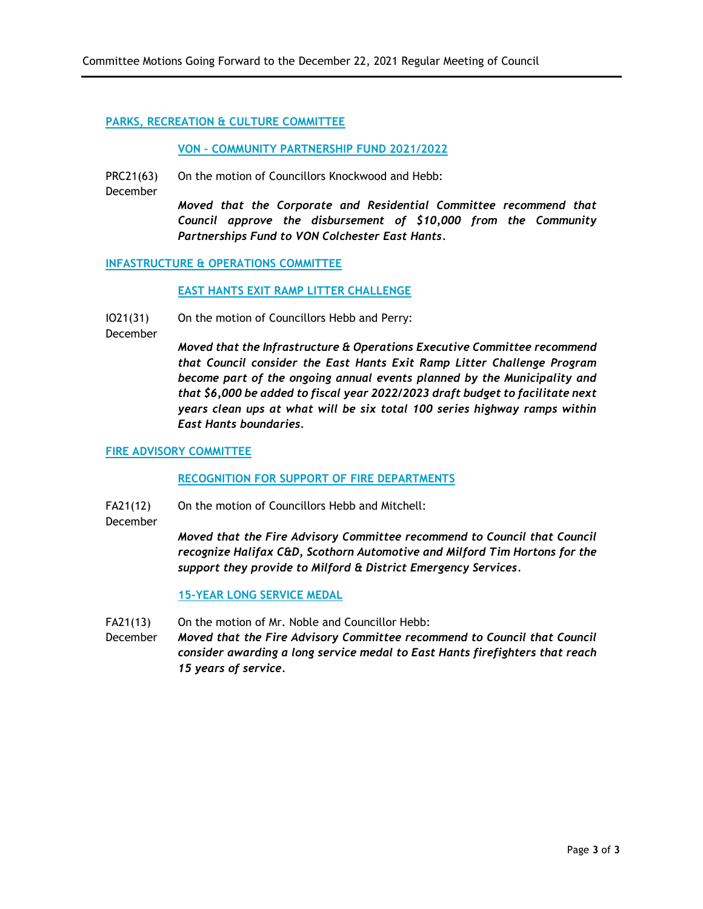## PARKS, RECREATION & CULTURE COMMITTEE

### VON – COMMUNITY PARTNERSHIP FUND 2021/2022

PRC21(63) December

On the motion of Councillors Knockwood and Hebb:

***Moved that the Corporate and Residential Committee recommend that Council approve the disbursement of $10,000 from the Community Partnerships Fund to VON Colchester East Hants.***

## INFASTRUCTURE & OPERATIONS COMMITTEE

### EAST HANTS EXIT RAMP LITTER CHALLENGE

IO21(31) December

On the motion of Councillors Hebb and Perry:

***Moved that the Infrastructure & Operations Executive Committee recommend that Council consider the East Hants Exit Ramp Litter Challenge Program become part of the ongoing annual events planned by the Municipality and that $6,000 be added to fiscal year 2022/2023 draft budget to facilitate next years clean ups at what will be six total 100 series highway ramps within East Hants boundaries.***

## FIRE ADVISORY COMMITTEE

### RECOGNITION FOR SUPPORT OF FIRE DEPARTMENTS

FA21(12) December

On the motion of Councillors Hebb and Mitchell:

***Moved that the Fire Advisory Committee recommend to Council that Council recognize Halifax C&D, Scothorn Automotive and Milford Tim Hortons for the support they provide to Milford & District Emergency Services.***

### 15-YEAR LONG SERVICE MEDAL

FA21(13) December

On the motion of Mr. Noble and Councillor Hebb:

***Moved that the Fire Advisory Committee recommend to Council that Council consider awarding a long service medal to East Hants firefighters that reach 15 years of service.***